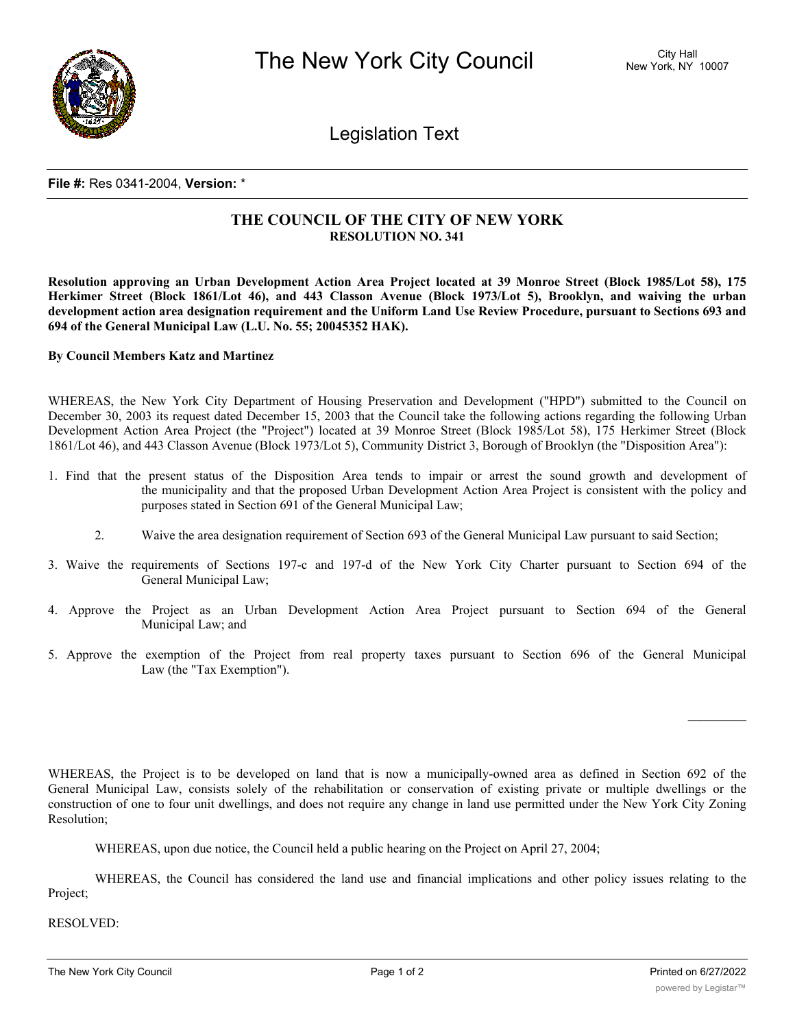**File #:** Res 0341-2004, **Version:** *

# THE COUNCIL OF THE CITY OF NEW YORK

## RESOLUTION NO. 341

**Resolution approving an Urban Development Action Area Project located at 39 Monroe Street (Block 1985/Lot 58), 175 Herkimer Street (Block 1861/Lot 46), and 443 Classon Avenue (Block 1973/Lot 5), Brooklyn, and waiving the urban development action area designation requirement and the Uniform Land Use Review Procedure, pursuant to Sections 693 and 694 of the General Municipal Law (L.U. No. 55; 20045352 HAK).**

**By Council Members Katz and Martinez**

WHEREAS, the New York City Department of Housing Preservation and Development ("HPD") submitted to the Council on December 30, 2003 its request dated December 15, 2003 that the Council take the following actions regarding the following Urban Development Action Area Project (the "Project") located at 39 Monroe Street (Block 1985/Lot 58), 175 Herkimer Street (Block 1861/Lot 46), and 443 Classon Avenue (Block 1973/Lot 5), Community District 3, Borough of Brooklyn (the "Disposition Area"):

1. Find that the present status of the Disposition Area tends to impair or arrest the sound growth and development of the municipality and that the proposed Urban Development Action Area Project is consistent with the policy and purposes stated in Section 691 of the General Municipal Law;

2. Waive the area designation requirement of Section 693 of the General Municipal Law pursuant to said Section;

3. Waive the requirements of Sections 197-c and 197-d of the New York City Charter pursuant to Section 694 of the General Municipal Law;

4. Approve the Project as an Urban Development Action Area Project pursuant to Section 694 of the General Municipal Law; and

5. Approve the exemption of the Project from real property taxes pursuant to Section 696 of the General Municipal Law (the "Tax Exemption").

WHEREAS, the Project is to be developed on land that is now a municipally-owned area as defined in Section 692 of the General Municipal Law, consists solely of the rehabilitation or conservation of existing private or multiple dwellings or the construction of one to four unit dwellings, and does not require any change in land use permitted under the New York City Zoning Resolution;

WHEREAS, upon due notice, the Council held a public hearing on the Project on April 27, 2004;

WHEREAS, the Council has considered the land use and financial implications and other policy issues relating to the Project;

RESOLVED: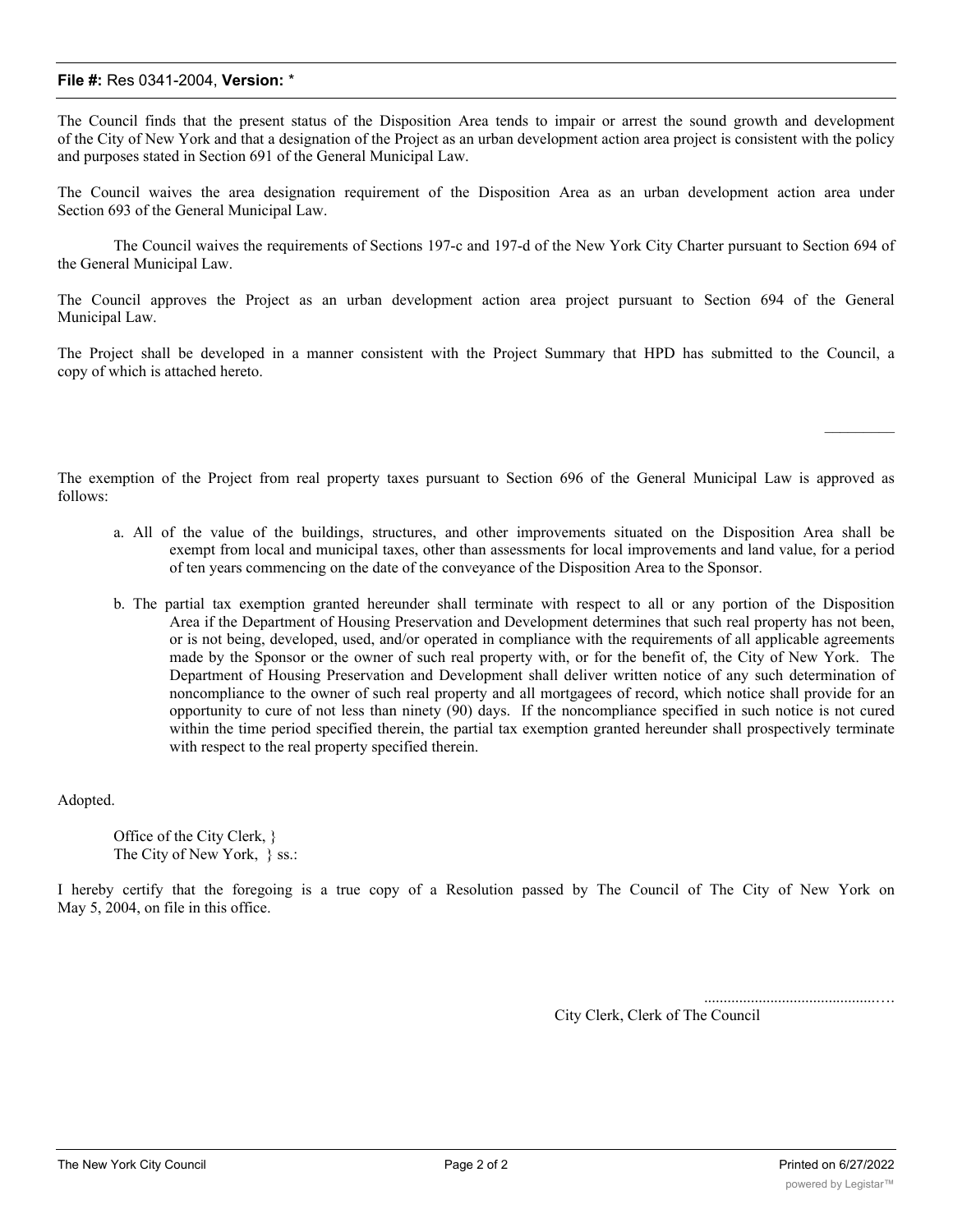The Council finds that the present status of the Disposition Area tends to impair or arrest the sound growth and development of the City of New York and that a designation of the Project as an urban development action area project is consistent with the policy and purposes stated in Section 691 of the General Municipal Law.

The Council waives the area designation requirement of the Disposition Area as an urban development action area under Section 693 of the General Municipal Law.

The Council waives the requirements of Sections 197-c and 197-d of the New York City Charter pursuant to Section 694 of the General Municipal Law.

The Council approves the Project as an urban development action area project pursuant to Section 694 of the General Municipal Law.

The Project shall be developed in a manner consistent with the Project Summary that HPD has submitted to the Council, a copy of which is attached hereto.

The exemption of the Project from real property taxes pursuant to Section 696 of the General Municipal Law is approved as follows:

a. All of the value of the buildings, structures, and other improvements situated on the Disposition Area shall be exempt from local and municipal taxes, other than assessments for local improvements and land value, for a period of ten years commencing on the date of the conveyance of the Disposition Area to the Sponsor.

b. The partial tax exemption granted hereunder shall terminate with respect to all or any portion of the Disposition Area if the Department of Housing Preservation and Development determines that such real property has not been, or is not being, developed, used, and/or operated in compliance with the requirements of all applicable agreements made by the Sponsor or the owner of such real property with, or for the benefit of, the City of New York. The Department of Housing Preservation and Development shall deliver written notice of any such determination of noncompliance to the owner of such real property and all mortgagees of record, which notice shall provide for an opportunity to cure of not less than ninety (90) days. If the noncompliance specified in such notice is not cured within the time period specified therein, the partial tax exemption granted hereunder shall prospectively terminate with respect to the real property specified therein.

Adopted.

Office of the City Clerk, }
The City of New York, } ss.:

I hereby certify that the foregoing is a true copy of a Resolution passed by The Council of The City of New York on May 5, 2004, on file in this office.

..............................................

City Clerk, Clerk of The Council